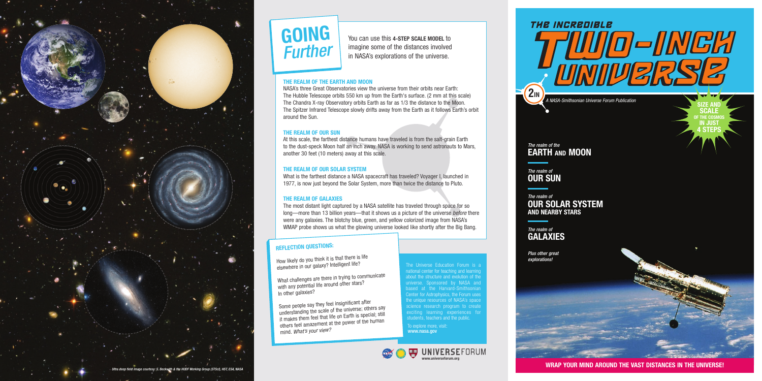# GOING *Further*

You can use this **4-STEP SCALE MODEL** to imagine some of the distances involved in NASA's explorations of the universe.

### THE REALM OF THE EARTH AND MOON

NASA's three Great Observatories view the universe from their orbits near Earth: The Hubble Telescope orbits 550 km up from the Earth's surface. (2 mm at this scale) The Chandra X-ray Observatory orbits Earth as far as 1/3 the distance to the Moon. The Spitzer Infrared Telescope slowly drifts away from the Earth as it follows Earth's orbit around the Sun.

### THE REALM OF OUR SUN

At this scale, the farthest distance humans have traveled is from the salt-grain Earth to the dust-speck Moon half an inch away. NASA is working to send astronauts to Mars, another 30 feet (10 meters) away at this scale.

### THE REALM OF OUR SOLAR SYSTEM

What is the farthest distance a NASA spacecraft has traveled? Voyager I, launched in 1977, is now just beyond the Solar System, more than twice the distance to Pluto.

### THE REALM OF GALAXIES

The most distant light captured by a NASA satellite has traveled through space for so long—more than 13 billion years—that it shows us a picture of the universe *before* there were any galaxies. The blotchy blue, green, and yellow colorized image from NASA's WMAP probe shows us what the glowing universe looked like shortly after the Big Bang.

### REFLECTION QUESTIONS:

How likely do you think it is that there is life elsewhere in our galaxy? Intelligent life?

What challenges are there in trying to communicate with any potential life around other stars? In other galaxies?

Some people say they feel insignificant after understanding the scale of the universe; others say it makes them feel that life on Earth is special; still others feel amazement at the power of the human mind. *What's your view?*

The Universe Education Forum is a national center for teaching and learning about the structure and evolution of the universe. Sponsored by NASA and based at the Harvard-Smithsonian Center for Astrophysics, the Forum uses the unique resources of NASA's space science research program to create exciting learning experiences for students, teachers and the public.

To explore more, visit: **www.nasa.gov**

UNIVERSEFORUM
www.universeforum.org

*Ultra deep field image courtesy: S. Beckwith & the HUDF Working Group (STScI), HST, ESA, NASA*

# THE INCREDIBLE TWO-INCH UNIVERSE

2IN

*A NASA-Smithsonian Universe Forum Publication*

**SIZE AND SCALE OF THE COSMOS IN JUST 4 STEPS**

*The realm of the*
**EARTH AND MOON**

*The realm of*
**OUR SUN**

*The realm of*
**OUR SOLAR SYSTEM AND NEARBY STARS**

*The realm of*
**GALAXIES**

*Plus other great explorations!*

**WRAP YOUR MIND AROUND THE VAST DISTANCES IN THE UNIVERSE!**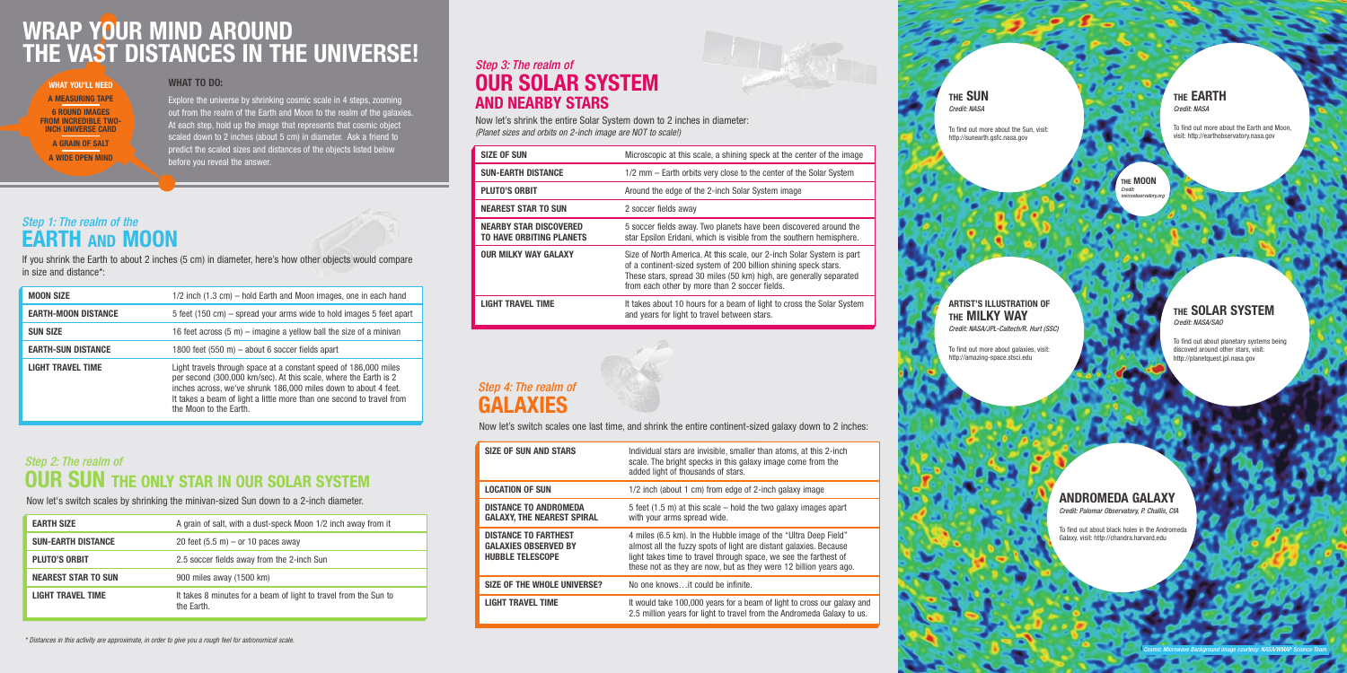# WRAP YOUR MIND AROUND THE VAST DISTANCES IN THE UNIVERSE!

**WHAT YOU'LL NEED**

- A MEASURING TAPE
- 6 ROUND IMAGES FROM INCREDIBLE TWO-INCH UNIVERSE CARD
- A GRAIN OF SALT
- A WIDE OPEN MIND

**WHAT TO DO:**

Explore the universe by shrinking cosmic scale in 4 steps, zooming out from the realm of the Earth and Moon to the realm of the galaxies. At each step, hold up the image that represents that cosmic object scaled down to 2 inches (about 5 cm) in diameter. Ask a friend to predict the scaled sizes and distances of the objects listed below before you reveal the answer.

## *Step 1: The realm of the* EARTH AND MOON

If you shrink the Earth to about 2 inches (5 cm) in diameter, here's how other objects would compare in size and distance*:

| | |
|---|---|
| **MOON SIZE** | 1/2 inch (1.3 cm) – hold Earth and Moon images, one in each hand |
| **EARTH-MOON DISTANCE** | 5 feet (150 cm) – spread your arms wide to hold images 5 feet apart |
| **SUN SIZE** | 16 feet across (5 m) – imagine a yellow ball the size of a minivan |
| **EARTH-SUN DISTANCE** | 1800 feet (550 m) – about 6 soccer fields apart |
| **LIGHT TRAVEL TIME** | Light travels through space at a constant speed of 186,000 miles per second (300,000 km/sec). At this scale, where the Earth is 2 inches across, we've shrunk 186,000 miles down to about 4 feet. It takes a beam of light a little more than one second to travel from the Moon to the Earth. |

## *Step 2: The realm of* OUR SUN THE ONLY STAR IN OUR SOLAR SYSTEM

Now let's switch scales by shrinking the minivan-sized Sun down to a 2-inch diameter.

| | |
|---|---|
| **EARTH SIZE** | A grain of salt, with a dust-speck Moon 1/2 inch away from it |
| **SUN-EARTH DISTANCE** | 20 feet (5.5 m) – or 10 paces away |
| **PLUTO'S ORBIT** | 2.5 soccer fields away from the 2-inch Sun |
| **NEAREST STAR TO SUN** | 900 miles away (1500 km) |
| **LIGHT TRAVEL TIME** | It takes 8 minutes for a beam of light to travel from the Sun to the Earth. |

*\* Distances in this activity are approximate, in order to give you a rough feel for astronomical scale.*

## *Step 3: The realm of* OUR SOLAR SYSTEM AND NEARBY STARS

Now let's shrink the entire Solar System down to 2 inches in diameter:
*(Planet sizes and orbits on 2-inch image are NOT to scale!)*

| | |
|---|---|
| **SIZE OF SUN** | Microscopic at this scale, a shining speck at the center of the image |
| **SUN-EARTH DISTANCE** | 1/2 mm – Earth orbits very close to the center of the Solar System |
| **PLUTO'S ORBIT** | Around the edge of the 2-inch Solar System image |
| **NEAREST STAR TO SUN** | 2 soccer fields away |
| **NEARBY STAR DISCOVERED TO HAVE ORBITING PLANETS** | 5 soccer fields away. Two planets have been discovered around the star Epsilon Eridani, which is visible from the southern hemisphere. |
| **OUR MILKY WAY GALAXY** | Size of North America. At this scale, our 2-inch Solar System is part of a continent-sized system of 200 billion shining speck stars. These stars, spread 30 miles (50 km) high, are generally separated from each other by more than 2 soccer fields. |
| **LIGHT TRAVEL TIME** | It takes about 10 hours for a beam of light to cross the Solar System and years for light to travel between stars. |

## *Step 4: The realm of* GALAXIES

Now let's switch scales one last time, and shrink the entire continent-sized galaxy down to 2 inches:

| | |
|---|---|
| **SIZE OF SUN AND STARS** | Individual stars are invisible, smaller than atoms, at this 2-inch scale. The bright specks in this galaxy image come from the added light of thousands of stars. |
| **LOCATION OF SUN** | 1/2 inch (about 1 cm) from edge of 2-inch galaxy image |
| **DISTANCE TO ANDROMEDA GALAXY, THE NEAREST SPIRAL** | 5 feet (1.5 m) at this scale – hold the two galaxy images apart with your arms spread wide. |
| **DISTANCE TO FARTHEST GALAXIES OBSERVED BY HUBBLE TELESCOPE** | 4 miles (6.5 km). In the Hubble image of the "Ultra Deep Field" almost all the fuzzy spots of light are distant galaxies. Because light takes time to travel through space, we see the farthest of these not as they are now, but as they were 12 billion years ago. |
| **SIZE OF THE WHOLE UNIVERSE?** | No one knows…it could be infinite. |
| **LIGHT TRAVEL TIME** | It would take 100,000 years for a beam of light to cross our galaxy and 2.5 million years for light to travel from the Andromeda Galaxy to us. |

**THE SUN**
*Credit: NASA*

To find out more about the Sun, visit: http://sunearth.gsfc.nasa.gov

**THE EARTH**
*Credit: NASA*

To find out more about the Earth and Moon, visit: http://earthobservatory.nasa.gov

**THE MOON**
*Credit: microobservatory.org*

**ARTIST'S ILLUSTRATION OF THE MILKY WAY**
*Credit: NASA/JPL-Caltech/R. Hurt (SSC)*

To find out more about galaxies, visit: http://amazing-space.stsci.edu

**THE SOLAR SYSTEM**
*Credit: NASA/SAO*

To find out about planetary systems being discovered around other stars, visit: http://planetquest.jpl.nasa.gov

**ANDROMEDA GALAXY**
*Credit: Palomar Observatory, P. Challis, CfA*

To find out about black holes in the Andromeda Galaxy, visit: http://chandra.harvard.edu

*Cosmic Microwave Background image courtesy: NASA/WMAP Science Team*